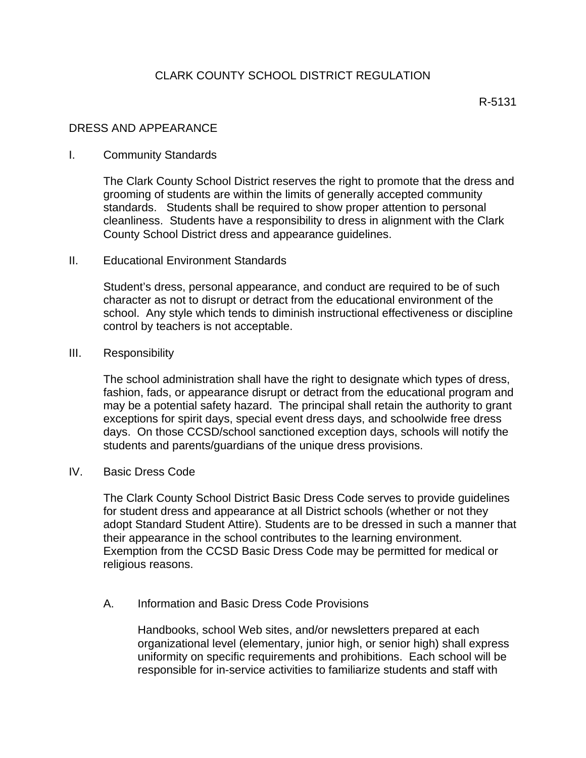# CLARK COUNTY SCHOOL DISTRICT REGULATION

R-5131

## DRESS AND APPEARANCE

### I. Community Standards

The Clark County School District reserves the right to promote that the dress and grooming of students are within the limits of generally accepted community standards. Students shall be required to show proper attention to personal cleanliness. Students have a responsibility to dress in alignment with the Clark County School District dress and appearance guidelines.

### II. Educational Environment Standards

Student's dress, personal appearance, and conduct are required to be of such character as not to disrupt or detract from the educational environment of the school. Any style which tends to diminish instructional effectiveness or discipline control by teachers is not acceptable.

### III. Responsibility

The school administration shall have the right to designate which types of dress, fashion, fads, or appearance disrupt or detract from the educational program and may be a potential safety hazard. The principal shall retain the authority to grant exceptions for spirit days, special event dress days, and schoolwide free dress days. On those CCSD/school sanctioned exception days, schools will notify the students and parents/guardians of the unique dress provisions.

### IV. Basic Dress Code

The Clark County School District Basic Dress Code serves to provide guidelines for student dress and appearance at all District schools (whether or not they adopt Standard Student Attire). Students are to be dressed in such a manner that their appearance in the school contributes to the learning environment. Exemption from the CCSD Basic Dress Code may be permitted for medical or religious reasons.

#### A. Information and Basic Dress Code Provisions

Handbooks, school Web sites, and/or newsletters prepared at each organizational level (elementary, junior high, or senior high) shall express uniformity on specific requirements and prohibitions. Each school will be responsible for in-service activities to familiarize students and staff with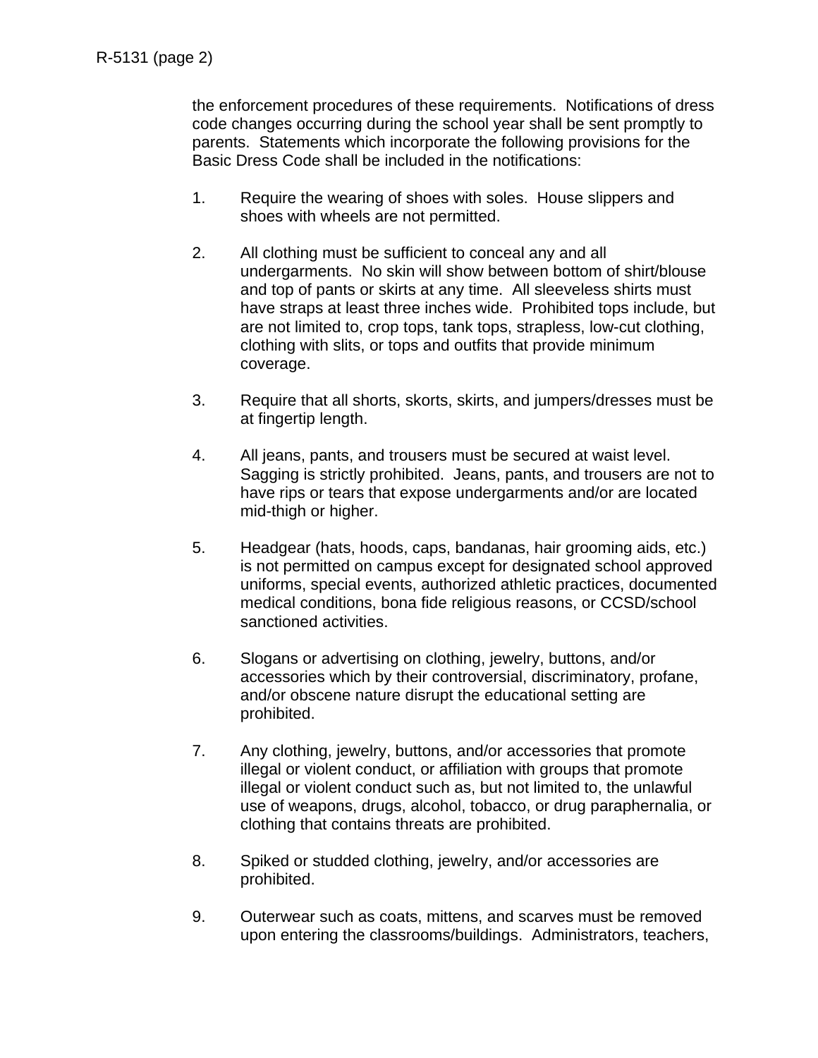the enforcement procedures of these requirements. Notifications of dress code changes occurring during the school year shall be sent promptly to parents. Statements which incorporate the following provisions for the Basic Dress Code shall be included in the notifications:

1. Require the wearing of shoes with soles. House slippers and shoes with wheels are not permitted.

2. All clothing must be sufficient to conceal any and all undergarments. No skin will show between bottom of shirt/blouse and top of pants or skirts at any time. All sleeveless shirts must have straps at least three inches wide. Prohibited tops include, but are not limited to, crop tops, tank tops, strapless, low-cut clothing, clothing with slits, or tops and outfits that provide minimum coverage.

3. Require that all shorts, skorts, skirts, and jumpers/dresses must be at fingertip length.

4. All jeans, pants, and trousers must be secured at waist level. Sagging is strictly prohibited. Jeans, pants, and trousers are not to have rips or tears that expose undergarments and/or are located mid-thigh or higher.

5. Headgear (hats, hoods, caps, bandanas, hair grooming aids, etc.) is not permitted on campus except for designated school approved uniforms, special events, authorized athletic practices, documented medical conditions, bona fide religious reasons, or CCSD/school sanctioned activities.

6. Slogans or advertising on clothing, jewelry, buttons, and/or accessories which by their controversial, discriminatory, profane, and/or obscene nature disrupt the educational setting are prohibited.

7. Any clothing, jewelry, buttons, and/or accessories that promote illegal or violent conduct, or affiliation with groups that promote illegal or violent conduct such as, but not limited to, the unlawful use of weapons, drugs, alcohol, tobacco, or drug paraphernalia, or clothing that contains threats are prohibited.

8. Spiked or studded clothing, jewelry, and/or accessories are prohibited.

9. Outerwear such as coats, mittens, and scarves must be removed upon entering the classrooms/buildings. Administrators, teachers,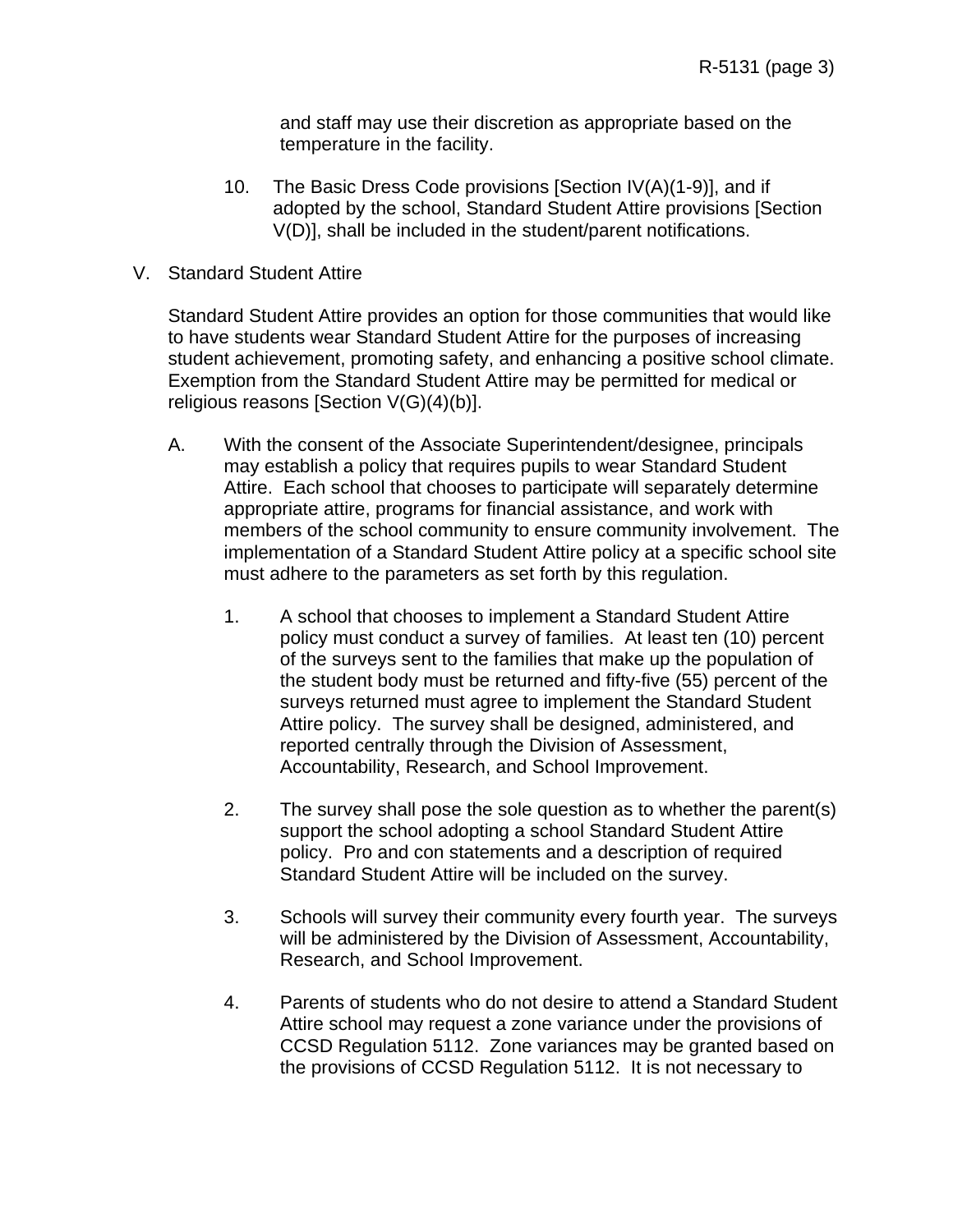and staff may use their discretion as appropriate based on the temperature in the facility.

10. The Basic Dress Code provisions [Section IV(A)(1-9)], and if adopted by the school, Standard Student Attire provisions [Section V(D)], shall be included in the student/parent notifications.

V. Standard Student Attire

Standard Student Attire provides an option for those communities that would like to have students wear Standard Student Attire for the purposes of increasing student achievement, promoting safety, and enhancing a positive school climate. Exemption from the Standard Student Attire may be permitted for medical or religious reasons [Section V(G)(4)(b)].

A. With the consent of the Associate Superintendent/designee, principals may establish a policy that requires pupils to wear Standard Student Attire. Each school that chooses to participate will separately determine appropriate attire, programs for financial assistance, and work with members of the school community to ensure community involvement. The implementation of a Standard Student Attire policy at a specific school site must adhere to the parameters as set forth by this regulation.

   1. A school that chooses to implement a Standard Student Attire policy must conduct a survey of families. At least ten (10) percent of the surveys sent to the families that make up the population of the student body must be returned and fifty-five (55) percent of the surveys returned must agree to implement the Standard Student Attire policy. The survey shall be designed, administered, and reported centrally through the Division of Assessment, Accountability, Research, and School Improvement.

   2. The survey shall pose the sole question as to whether the parent(s) support the school adopting a school Standard Student Attire policy. Pro and con statements and a description of required Standard Student Attire will be included on the survey.

   3. Schools will survey their community every fourth year. The surveys will be administered by the Division of Assessment, Accountability, Research, and School Improvement.

   4. Parents of students who do not desire to attend a Standard Student Attire school may request a zone variance under the provisions of CCSD Regulation 5112. Zone variances may be granted based on the provisions of CCSD Regulation 5112. It is not necessary to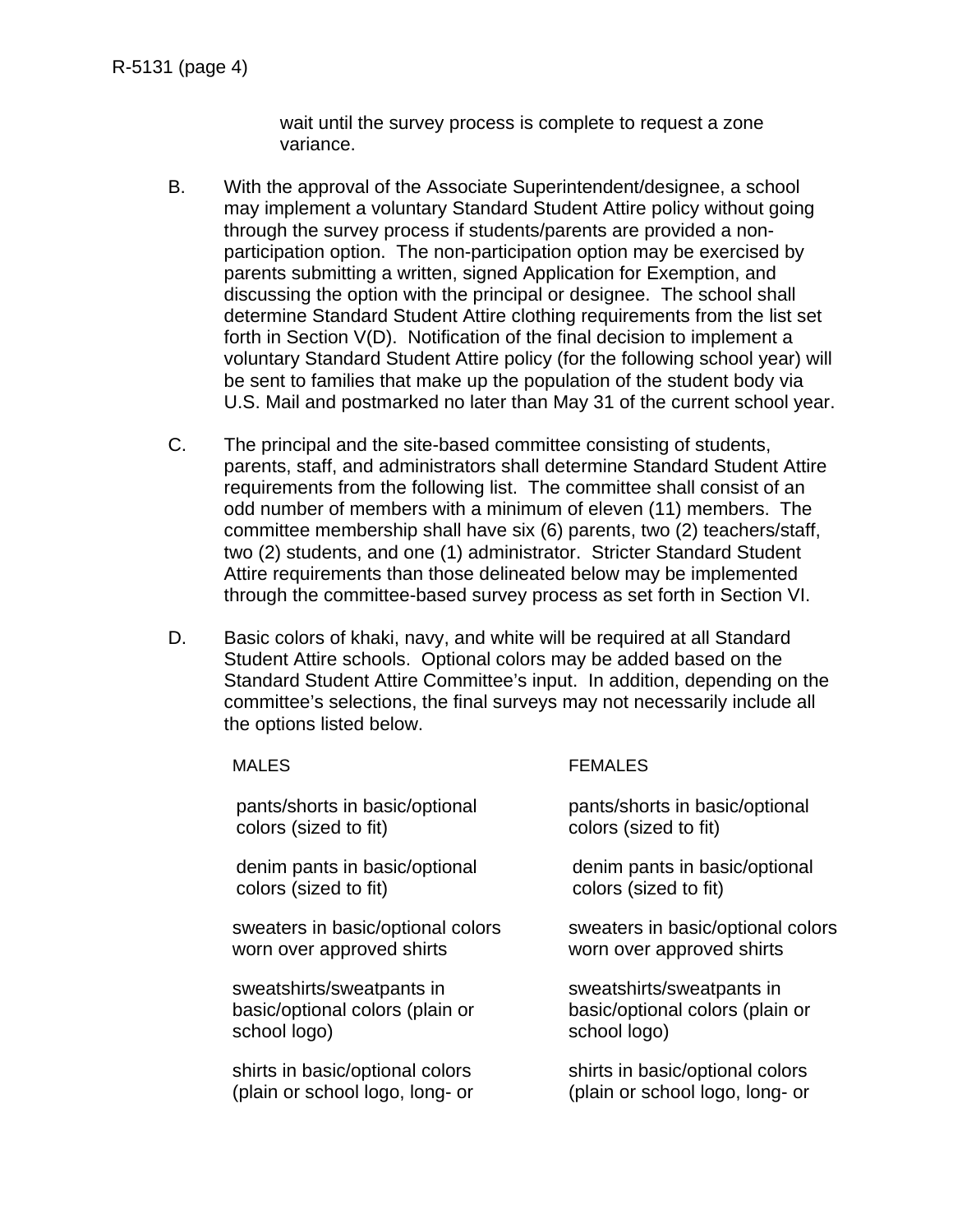wait until the survey process is complete to request a zone variance.

B. With the approval of the Associate Superintendent/designee, a school may implement a voluntary Standard Student Attire policy without going through the survey process if students/parents are provided a non-participation option. The non-participation option may be exercised by parents submitting a written, signed Application for Exemption, and discussing the option with the principal or designee. The school shall determine Standard Student Attire clothing requirements from the list set forth in Section V(D). Notification of the final decision to implement a voluntary Standard Student Attire policy (for the following school year) will be sent to families that make up the population of the student body via U.S. Mail and postmarked no later than May 31 of the current school year.

C. The principal and the site-based committee consisting of students, parents, staff, and administrators shall determine Standard Student Attire requirements from the following list. The committee shall consist of an odd number of members with a minimum of eleven (11) members. The committee membership shall have six (6) parents, two (2) teachers/staff, two (2) students, and one (1) administrator. Stricter Standard Student Attire requirements than those delineated below may be implemented through the committee-based survey process as set forth in Section VI.

D. Basic colors of khaki, navy, and white will be required at all Standard Student Attire schools. Optional colors may be added based on the Standard Student Attire Committee's input. In addition, depending on the committee's selections, the final surveys may not necessarily include all the options listed below.

| MALES | FEMALES |
|---|---|
| pants/shorts in basic/optional colors (sized to fit) | pants/shorts in basic/optional colors (sized to fit) |
| denim pants in basic/optional colors (sized to fit) | denim pants in basic/optional colors (sized to fit) |
| sweaters in basic/optional colors worn over approved shirts | sweaters in basic/optional colors worn over approved shirts |
| sweatshirts/sweatpants in basic/optional colors (plain or school logo) | sweatshirts/sweatpants in basic/optional colors (plain or school logo) |
| shirts in basic/optional colors (plain or school logo, long- or | shirts in basic/optional colors (plain or school logo, long- or |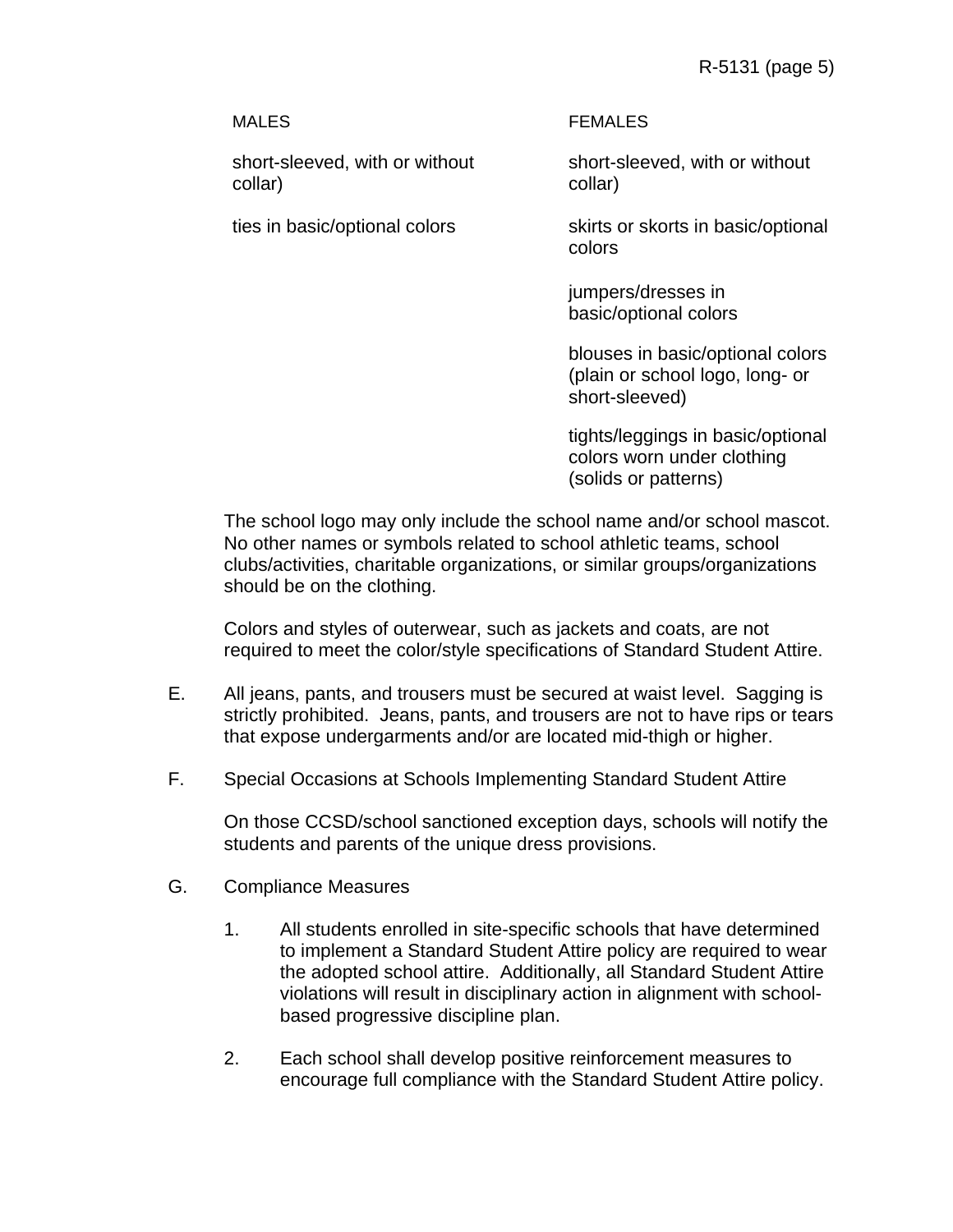| MALES | FEMALES |
|---|---|
| short-sleeved, with or without collar) | short-sleeved, with or without collar) |
| ties in basic/optional colors | skirts or skorts in basic/optional colors |
| | jumpers/dresses in basic/optional colors |
| | blouses in basic/optional colors (plain or school logo, long- or short-sleeved) |
| | tights/leggings in basic/optional colors worn under clothing (solids or patterns) |

The school logo may only include the school name and/or school mascot. No other names or symbols related to school athletic teams, school clubs/activities, charitable organizations, or similar groups/organizations should be on the clothing.

Colors and styles of outerwear, such as jackets and coats, are not required to meet the color/style specifications of Standard Student Attire.

E. All jeans, pants, and trousers must be secured at waist level. Sagging is strictly prohibited. Jeans, pants, and trousers are not to have rips or tears that expose undergarments and/or are located mid-thigh or higher.

F. Special Occasions at Schools Implementing Standard Student Attire

On those CCSD/school sanctioned exception days, schools will notify the students and parents of the unique dress provisions.

G. Compliance Measures

1. All students enrolled in site-specific schools that have determined to implement a Standard Student Attire policy are required to wear the adopted school attire. Additionally, all Standard Student Attire violations will result in disciplinary action in alignment with school-based progressive discipline plan.

2. Each school shall develop positive reinforcement measures to encourage full compliance with the Standard Student Attire policy.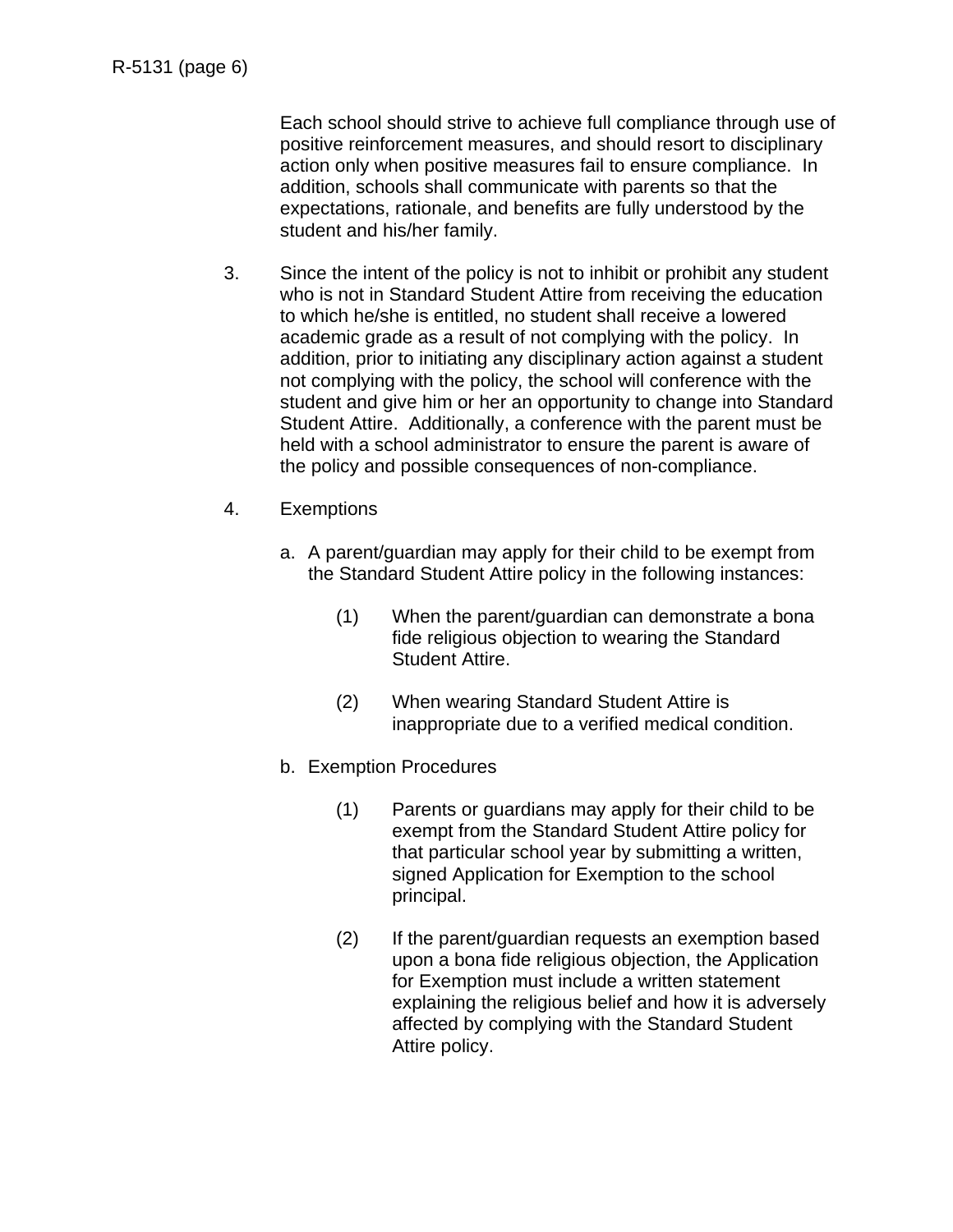Each school should strive to achieve full compliance through use of positive reinforcement measures, and should resort to disciplinary action only when positive measures fail to ensure compliance. In addition, schools shall communicate with parents so that the expectations, rationale, and benefits are fully understood by the student and his/her family.

3. Since the intent of the policy is not to inhibit or prohibit any student who is not in Standard Student Attire from receiving the education to which he/she is entitled, no student shall receive a lowered academic grade as a result of not complying with the policy. In addition, prior to initiating any disciplinary action against a student not complying with the policy, the school will conference with the student and give him or her an opportunity to change into Standard Student Attire. Additionally, a conference with the parent must be held with a school administrator to ensure the parent is aware of the policy and possible consequences of non-compliance.

4. Exemptions

   a. A parent/guardian may apply for their child to be exempt from the Standard Student Attire policy in the following instances:

      (1) When the parent/guardian can demonstrate a bona fide religious objection to wearing the Standard Student Attire.

      (2) When wearing Standard Student Attire is inappropriate due to a verified medical condition.

   b. Exemption Procedures

      (1) Parents or guardians may apply for their child to be exempt from the Standard Student Attire policy for that particular school year by submitting a written, signed Application for Exemption to the school principal.

      (2) If the parent/guardian requests an exemption based upon a bona fide religious objection, the Application for Exemption must include a written statement explaining the religious belief and how it is adversely affected by complying with the Standard Student Attire policy.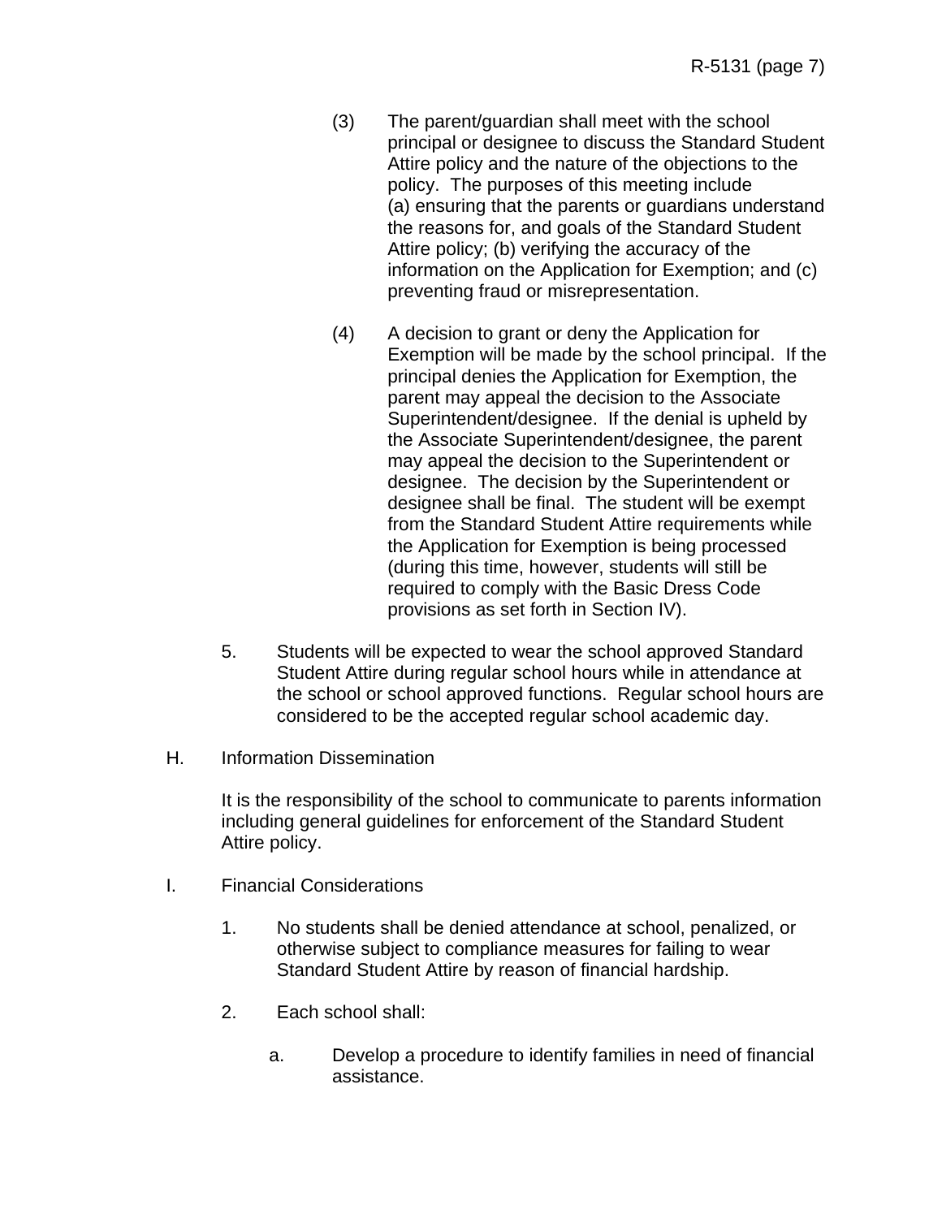(3) The parent/guardian shall meet with the school principal or designee to discuss the Standard Student Attire policy and the nature of the objections to the policy. The purposes of this meeting include (a) ensuring that the parents or guardians understand the reasons for, and goals of the Standard Student Attire policy; (b) verifying the accuracy of the information on the Application for Exemption; and (c) preventing fraud or misrepresentation.

(4) A decision to grant or deny the Application for Exemption will be made by the school principal. If the principal denies the Application for Exemption, the parent may appeal the decision to the Associate Superintendent/designee. If the denial is upheld by the Associate Superintendent/designee, the parent may appeal the decision to the Superintendent or designee. The decision by the Superintendent or designee shall be final. The student will be exempt from the Standard Student Attire requirements while the Application for Exemption is being processed (during this time, however, students will still be required to comply with the Basic Dress Code provisions as set forth in Section IV).

5. Students will be expected to wear the school approved Standard Student Attire during regular school hours while in attendance at the school or school approved functions. Regular school hours are considered to be the accepted regular school academic day.

H. Information Dissemination

It is the responsibility of the school to communicate to parents information including general guidelines for enforcement of the Standard Student Attire policy.

I. Financial Considerations

1. No students shall be denied attendance at school, penalized, or otherwise subject to compliance measures for failing to wear Standard Student Attire by reason of financial hardship.

2. Each school shall:

   a. Develop a procedure to identify families in need of financial assistance.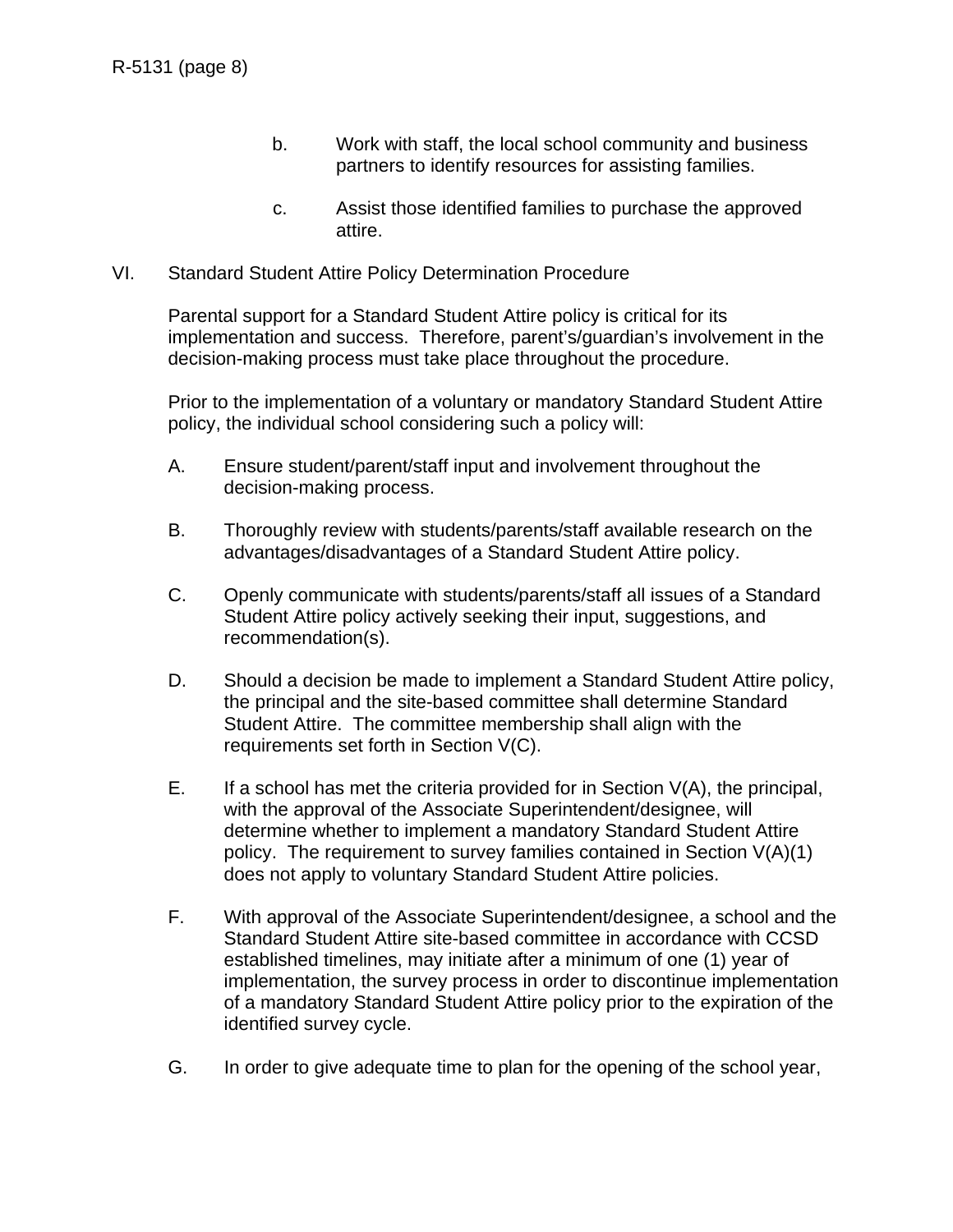b. Work with staff, the local school community and business partners to identify resources for assisting families.

c. Assist those identified families to purchase the approved attire.

VI. Standard Student Attire Policy Determination Procedure

Parental support for a Standard Student Attire policy is critical for its implementation and success. Therefore, parent's/guardian's involvement in the decision-making process must take place throughout the procedure.

Prior to the implementation of a voluntary or mandatory Standard Student Attire policy, the individual school considering such a policy will:

A. Ensure student/parent/staff input and involvement throughout the decision-making process.

B. Thoroughly review with students/parents/staff available research on the advantages/disadvantages of a Standard Student Attire policy.

C. Openly communicate with students/parents/staff all issues of a Standard Student Attire policy actively seeking their input, suggestions, and recommendation(s).

D. Should a decision be made to implement a Standard Student Attire policy, the principal and the site-based committee shall determine Standard Student Attire. The committee membership shall align with the requirements set forth in Section V(C).

E. If a school has met the criteria provided for in Section V(A), the principal, with the approval of the Associate Superintendent/designee, will determine whether to implement a mandatory Standard Student Attire policy. The requirement to survey families contained in Section V(A)(1) does not apply to voluntary Standard Student Attire policies.

F. With approval of the Associate Superintendent/designee, a school and the Standard Student Attire site-based committee in accordance with CCSD established timelines, may initiate after a minimum of one (1) year of implementation, the survey process in order to discontinue implementation of a mandatory Standard Student Attire policy prior to the expiration of the identified survey cycle.

G. In order to give adequate time to plan for the opening of the school year,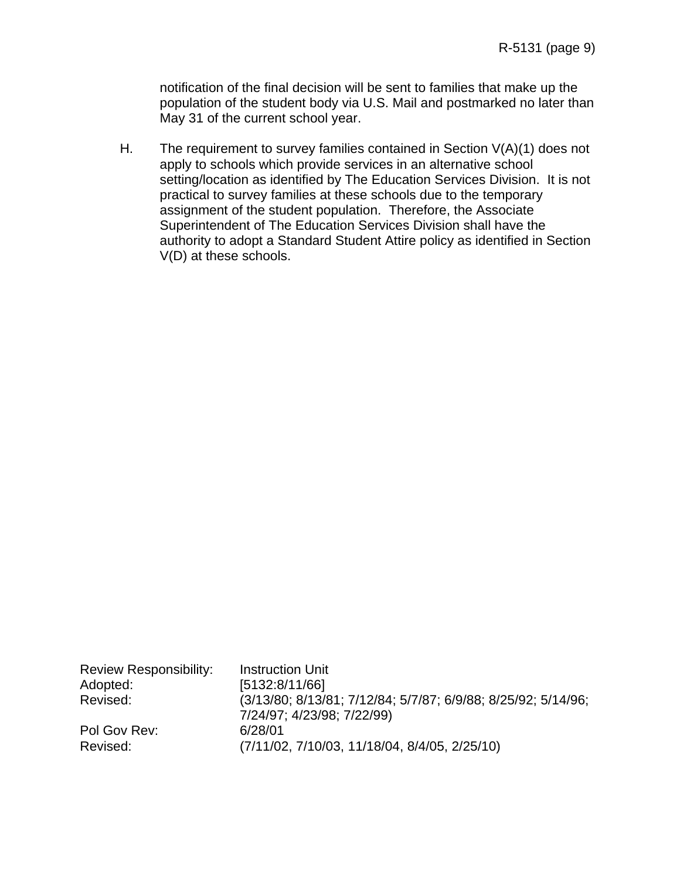notification of the final decision will be sent to families that make up the population of the student body via U.S. Mail and postmarked no later than May 31 of the current school year.

H. The requirement to survey families contained in Section V(A)(1) does not apply to schools which provide services in an alternative school setting/location as identified by The Education Services Division. It is not practical to survey families at these schools due to the temporary assignment of the student population. Therefore, the Associate Superintendent of The Education Services Division shall have the authority to adopt a Standard Student Attire policy as identified in Section V(D) at these schools.

| | |
|---|---|
| Review Responsibility: | Instruction Unit |
| Adopted: | [5132:8/11/66] |
| Revised: | (3/13/80; 8/13/81; 7/12/84; 5/7/87; 6/9/88; 8/25/92; 5/14/96; 7/24/97; 4/23/98; 7/22/99) |
| Pol Gov Rev: | 6/28/01 |
| Revised: | (7/11/02, 7/10/03, 11/18/04, 8/4/05, 2/25/10) |